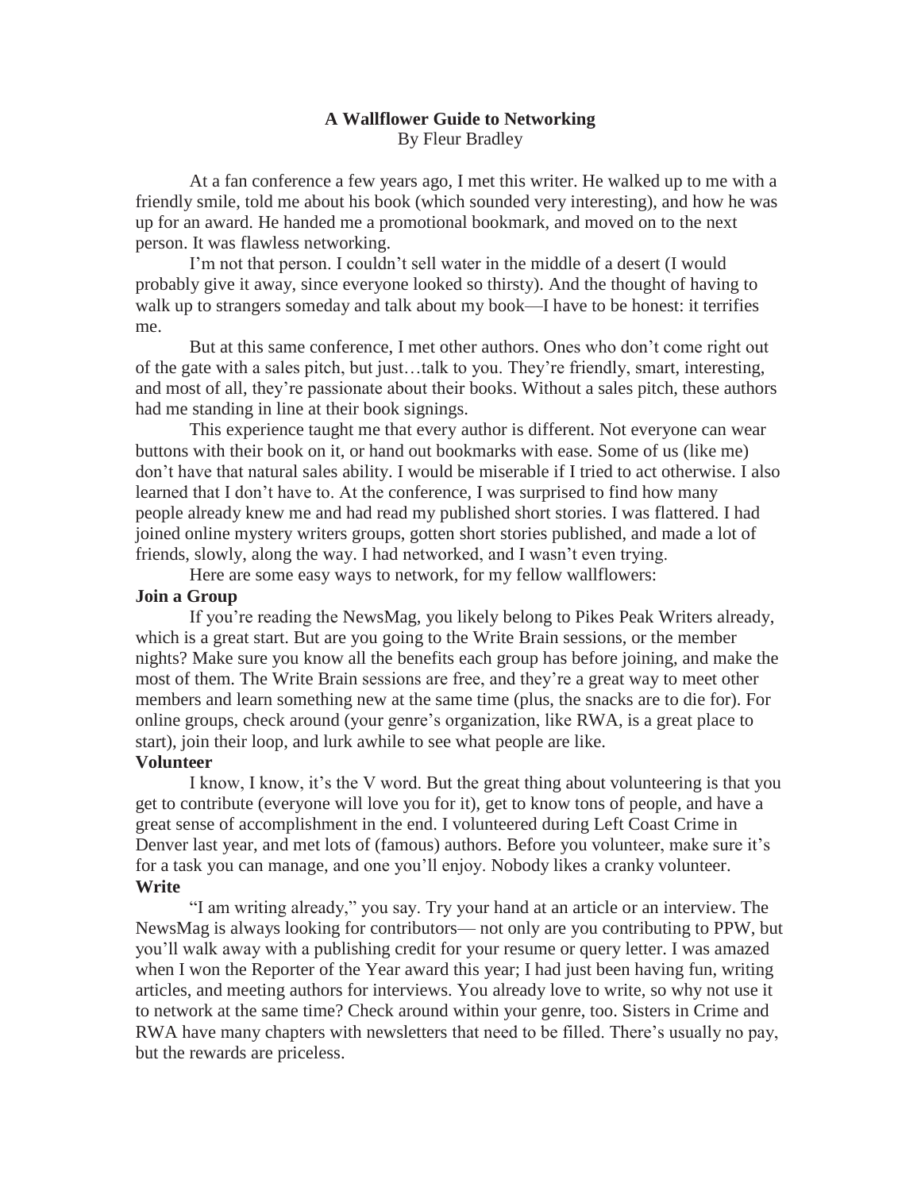# A Wallflower Guide to Networking

By Fleur Bradley

At a fan conference a few years ago, I met this writer. He walked up to me with a friendly smile, told me about his book (which sounded very interesting), and how he was up for an award. He handed me a promotional bookmark, and moved on to the next person. It was flawless networking.

I'm not that person. I couldn't sell water in the middle of a desert (I would probably give it away, since everyone looked so thirsty). And the thought of having to walk up to strangers someday and talk about my book—I have to be honest: it terrifies me.

But at this same conference, I met other authors. Ones who don't come right out of the gate with a sales pitch, but just…talk to you. They're friendly, smart, interesting, and most of all, they're passionate about their books. Without a sales pitch, these authors had me standing in line at their book signings.

This experience taught me that every author is different. Not everyone can wear buttons with their book on it, or hand out bookmarks with ease. Some of us (like me) don't have that natural sales ability. I would be miserable if I tried to act otherwise. I also learned that I don't have to. At the conference, I was surprised to find how many people already knew me and had read my published short stories. I was flattered. I had joined online mystery writers groups, gotten short stories published, and made a lot of friends, slowly, along the way. I had networked, and I wasn't even trying.

Here are some easy ways to network, for my fellow wallflowers:

**Join a Group**

If you're reading the NewsMag, you likely belong to Pikes Peak Writers already, which is a great start. But are you going to the Write Brain sessions, or the member nights? Make sure you know all the benefits each group has before joining, and make the most of them. The Write Brain sessions are free, and they're a great way to meet other members and learn something new at the same time (plus, the snacks are to die for). For online groups, check around (your genre's organization, like RWA, is a great place to start), join their loop, and lurk awhile to see what people are like.

**Volunteer**

I know, I know, it's the V word. But the great thing about volunteering is that you get to contribute (everyone will love you for it), get to know tons of people, and have a great sense of accomplishment in the end. I volunteered during Left Coast Crime in Denver last year, and met lots of (famous) authors. Before you volunteer, make sure it's for a task you can manage, and one you'll enjoy. Nobody likes a cranky volunteer.

**Write**

"I am writing already," you say. Try your hand at an article or an interview. The NewsMag is always looking for contributors— not only are you contributing to PPW, but you'll walk away with a publishing credit for your resume or query letter. I was amazed when I won the Reporter of the Year award this year; I had just been having fun, writing articles, and meeting authors for interviews. You already love to write, so why not use it to network at the same time? Check around within your genre, too. Sisters in Crime and RWA have many chapters with newsletters that need to be filled. There's usually no pay, but the rewards are priceless.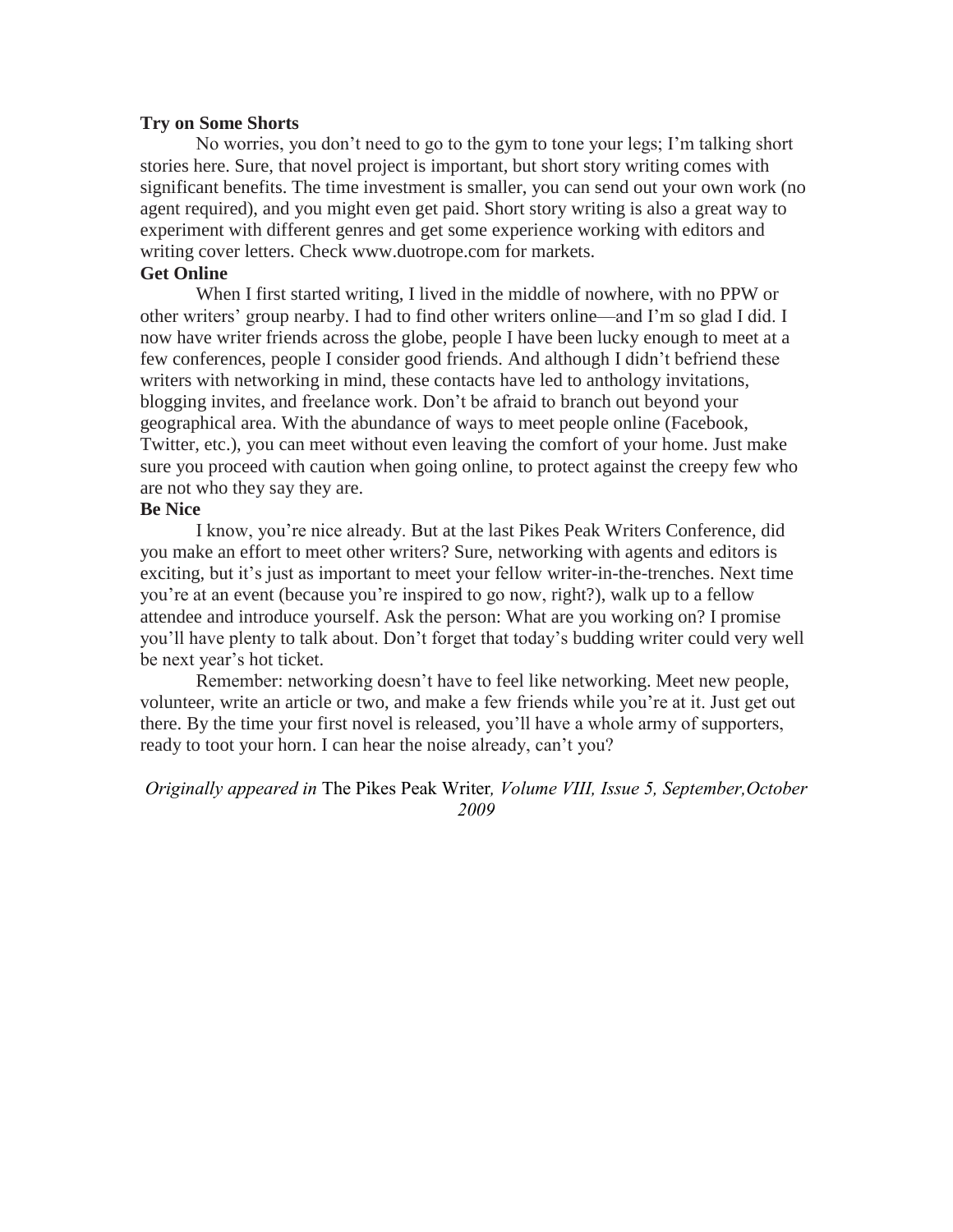**Try on Some Shorts**

No worries, you don't need to go to the gym to tone your legs; I'm talking short stories here. Sure, that novel project is important, but short story writing comes with significant benefits. The time investment is smaller, you can send out your own work (no agent required), and you might even get paid. Short story writing is also a great way to experiment with different genres and get some experience working with editors and writing cover letters. Check www.duotrope.com for markets.

**Get Online**

When I first started writing, I lived in the middle of nowhere, with no PPW or other writers' group nearby. I had to find other writers online—and I'm so glad I did. I now have writer friends across the globe, people I have been lucky enough to meet at a few conferences, people I consider good friends. And although I didn't befriend these writers with networking in mind, these contacts have led to anthology invitations, blogging invites, and freelance work. Don't be afraid to branch out beyond your geographical area. With the abundance of ways to meet people online (Facebook, Twitter, etc.), you can meet without even leaving the comfort of your home. Just make sure you proceed with caution when going online, to protect against the creepy few who are not who they say they are.

**Be Nice**

I know, you're nice already. But at the last Pikes Peak Writers Conference, did you make an effort to meet other writers? Sure, networking with agents and editors is exciting, but it's just as important to meet your fellow writer-in-the-trenches. Next time you're at an event (because you're inspired to go now, right?), walk up to a fellow attendee and introduce yourself. Ask the person: What are you working on? I promise you'll have plenty to talk about. Don't forget that today's budding writer could very well be next year's hot ticket.

Remember: networking doesn't have to feel like networking. Meet new people, volunteer, write an article or two, and make a few friends while you're at it. Just get out there. By the time your first novel is released, you'll have a whole army of supporters, ready to toot your horn. I can hear the noise already, can't you?

*Originally appeared in* The Pikes Peak Writer*, Volume VIII, Issue 5, September,October 2009*